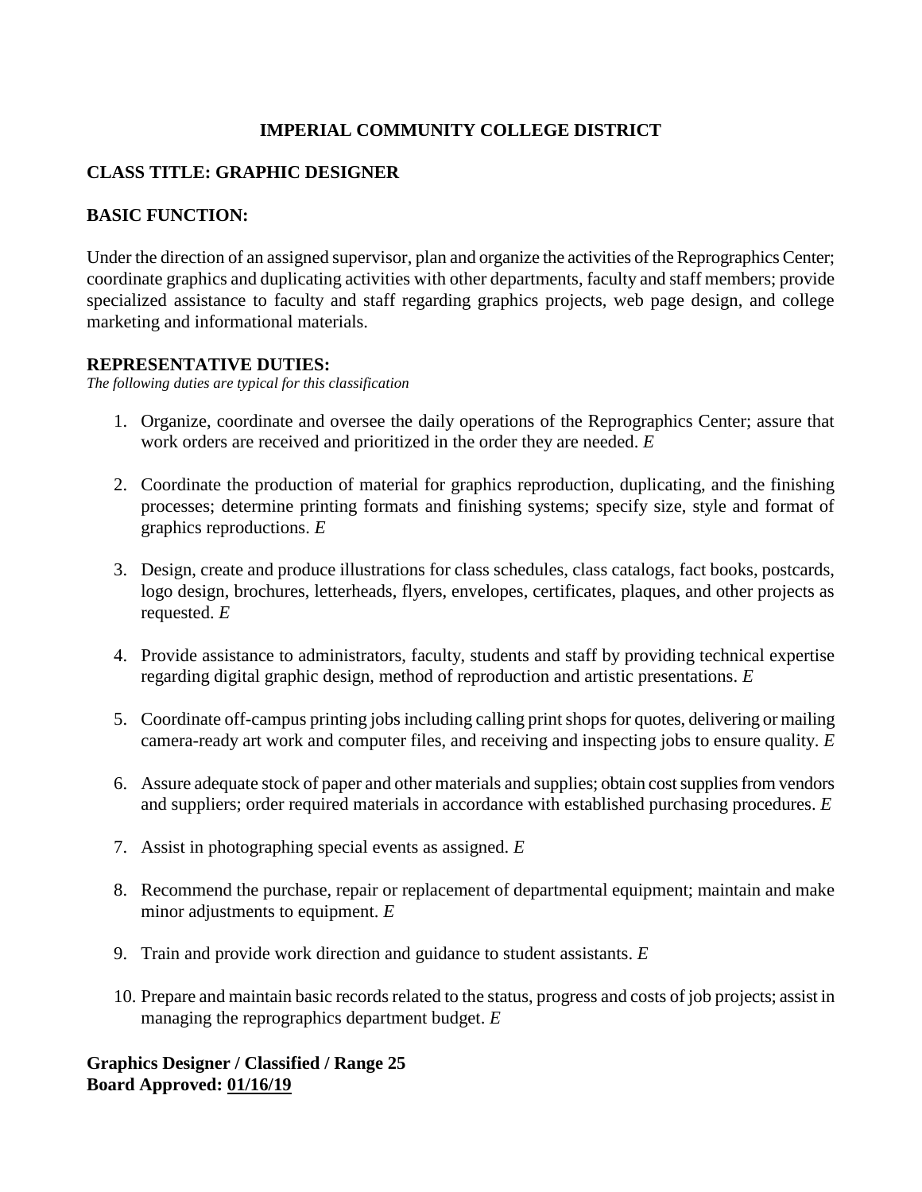# IMPERIAL COMMUNITY COLLEGE DISTRICT

## CLASS TITLE: GRAPHIC DESIGNER

## BASIC FUNCTION:

Under the direction of an assigned supervisor, plan and organize the activities of the Reprographics Center; coordinate graphics and duplicating activities with other departments, faculty and staff members; provide specialized assistance to faculty and staff regarding graphics projects, web page design, and college marketing and informational materials.

## REPRESENTATIVE DUTIES:

*The following duties are typical for this classification*

1. Organize, coordinate and oversee the daily operations of the Reprographics Center; assure that work orders are received and prioritized in the order they are needed. *E*

2. Coordinate the production of material for graphics reproduction, duplicating, and the finishing processes; determine printing formats and finishing systems; specify size, style and format of graphics reproductions. *E*

3. Design, create and produce illustrations for class schedules, class catalogs, fact books, postcards, logo design, brochures, letterheads, flyers, envelopes, certificates, plaques, and other projects as requested. *E*

4. Provide assistance to administrators, faculty, students and staff by providing technical expertise regarding digital graphic design, method of reproduction and artistic presentations. *E*

5. Coordinate off-campus printing jobs including calling print shops for quotes, delivering or mailing camera-ready art work and computer files, and receiving and inspecting jobs to ensure quality. *E*

6. Assure adequate stock of paper and other materials and supplies; obtain cost supplies from vendors and suppliers; order required materials in accordance with established purchasing procedures. *E*

7. Assist in photographing special events as assigned. *E*

8. Recommend the purchase, repair or replacement of departmental equipment; maintain and make minor adjustments to equipment. *E*

9. Train and provide work direction and guidance to student assistants. *E*

10. Prepare and maintain basic records related to the status, progress and costs of job projects; assist in managing the reprographics department budget. *E*

**Graphics Designer / Classified / Range 25**
**Board Approved: 01/16/19**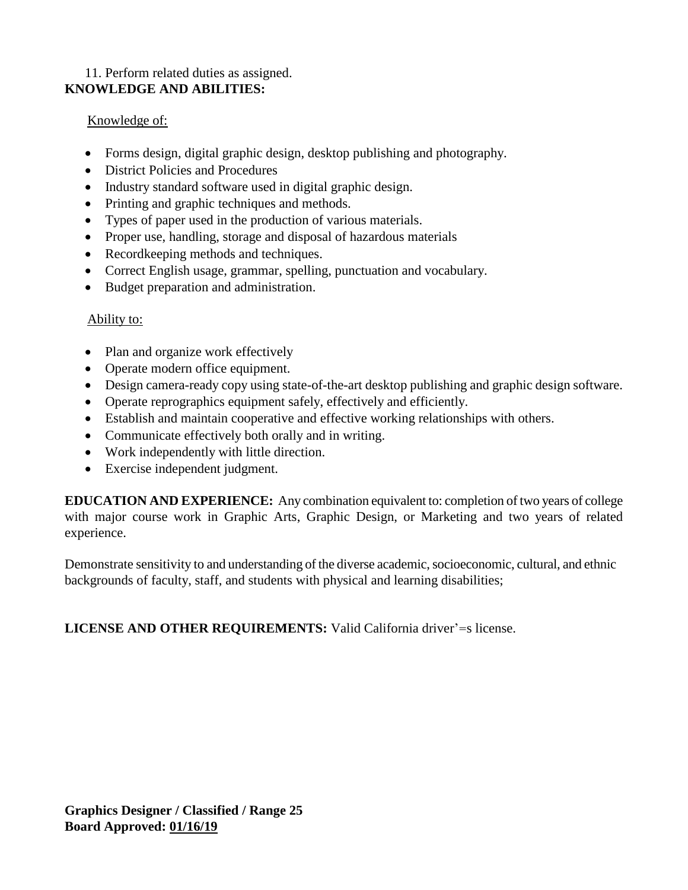11. Perform related duties as assigned.

**KNOWLEDGE AND ABILITIES:**

Knowledge of:

- Forms design, digital graphic design, desktop publishing and photography.
- District Policies and Procedures
- Industry standard software used in digital graphic design.
- Printing and graphic techniques and methods.
- Types of paper used in the production of various materials.
- Proper use, handling, storage and disposal of hazardous materials
- Recordkeeping methods and techniques.
- Correct English usage, grammar, spelling, punctuation and vocabulary.
- Budget preparation and administration.

Ability to:

- Plan and organize work effectively
- Operate modern office equipment.
- Design camera-ready copy using state-of-the-art desktop publishing and graphic design software.
- Operate reprographics equipment safely, effectively and efficiently.
- Establish and maintain cooperative and effective working relationships with others.
- Communicate effectively both orally and in writing.
- Work independently with little direction.
- Exercise independent judgment.

**EDUCATION AND EXPERIENCE:** Any combination equivalent to: completion of two years of college with major course work in Graphic Arts, Graphic Design, or Marketing and two years of related experience.

Demonstrate sensitivity to and understanding of the diverse academic, socioeconomic, cultural, and ethnic backgrounds of faculty, staff, and students with physical and learning disabilities;

**LICENSE AND OTHER REQUIREMENTS:** Valid California driver'=s license.

**Graphics Designer / Classified / Range 25**
**Board Approved: 01/16/19**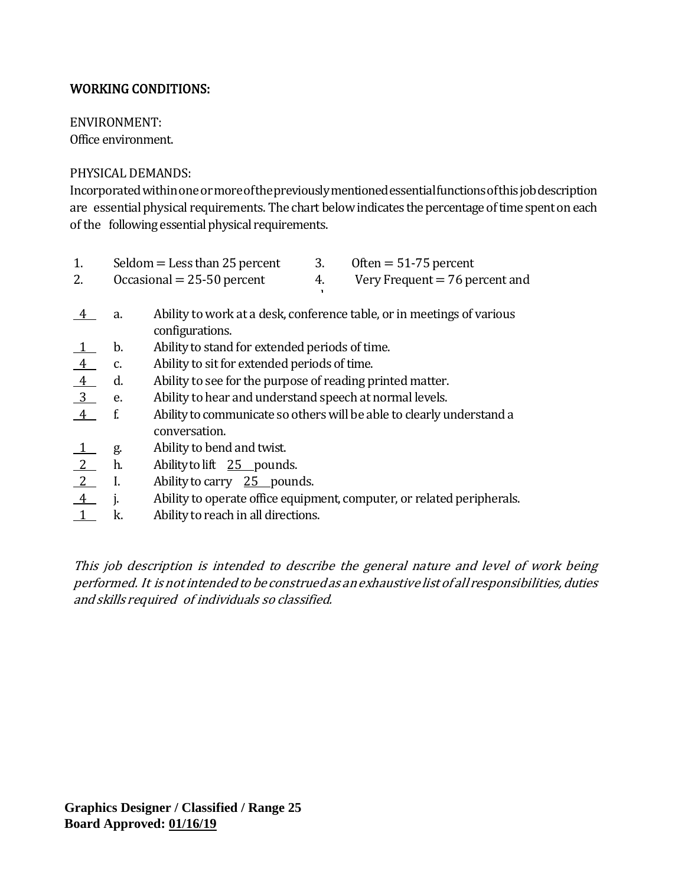**WORKING CONDITIONS:**

ENVIRONMENT:
Office environment.

PHYSICAL DEMANDS:
Incorporated within one or more of the previously mentioned essential functions of this job description are essential physical requirements. The chart below indicates the percentage of time spent on each of the following essential physical requirements.

1. Seldom = Less than 25 percent
2. Occasional = 25-50 percent
3. Often = 51-75 percent
4. Very Frequent = 76 percent and

| | | |
|---|---|---|
| 4 | a. | Ability to work at a desk, conference table, or in meetings of various configurations. |
| 1 | b. | Ability to stand for extended periods of time. |
| 4 | c. | Ability to sit for extended periods of time. |
| 4 | d. | Ability to see for the purpose of reading printed matter. |
| 3 | e. | Ability to hear and understand speech at normal levels. |
| 4 | f. | Ability to communicate so others will be able to clearly understand a conversation. |
| 1 | g. | Ability to bend and twist. |
| 2 | h. | Ability to lift 25 pounds. |
| 2 | I. | Ability to carry 25 pounds. |
| 4 | j. | Ability to operate office equipment, computer, or related peripherals. |
| 1 | k. | Ability to reach in all directions. |

*This job description is intended to describe the general nature and level of work being performed. It is not intended to be construed as an exhaustive list of all responsibilities, duties and skills required of individuals so classified.*

**Graphics Designer / Classified / Range 25**
**Board Approved: 01/16/19**